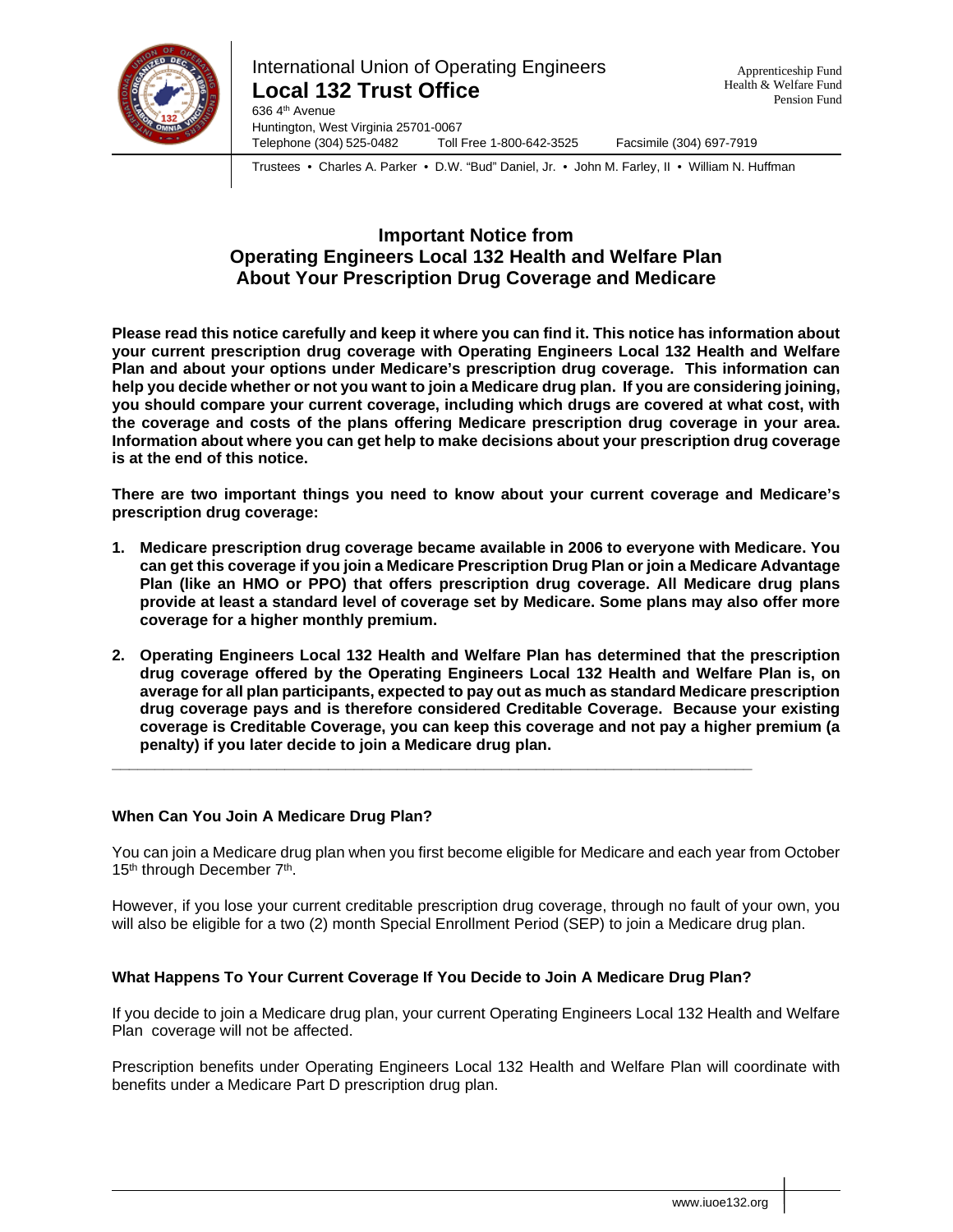International Union of Operating Engineers
**Local 132 Trust Office**
636 4th Avenue
Huntington, West Virginia 25701-0067
Telephone (304) 525-0482 Toll Free 1-800-642-3525 Facsimile (304) 697-7919

Apprenticeship Fund
Health & Welfare Fund
Pension Fund

Trustees • Charles A. Parker • D.W. "Bud" Daniel, Jr. • John M. Farley, II • William N. Huffman

# Important Notice from Operating Engineers Local 132 Health and Welfare Plan About Your Prescription Drug Coverage and Medicare

**Please read this notice carefully and keep it where you can find it. This notice has information about your current prescription drug coverage with Operating Engineers Local 132 Health and Welfare Plan and about your options under Medicare's prescription drug coverage. This information can help you decide whether or not you want to join a Medicare drug plan. If you are considering joining, you should compare your current coverage, including which drugs are covered at what cost, with the coverage and costs of the plans offering Medicare prescription drug coverage in your area. Information about where you can get help to make decisions about your prescription drug coverage is at the end of this notice.**

**There are two important things you need to know about your current coverage and Medicare's prescription drug coverage:**

1. **Medicare prescription drug coverage became available in 2006 to everyone with Medicare. You can get this coverage if you join a Medicare Prescription Drug Plan or join a Medicare Advantage Plan (like an HMO or PPO) that offers prescription drug coverage. All Medicare drug plans provide at least a standard level of coverage set by Medicare. Some plans may also offer more coverage for a higher monthly premium.**

2. **Operating Engineers Local 132 Health and Welfare Plan has determined that the prescription drug coverage offered by the Operating Engineers Local 132 Health and Welfare Plan is, on average for all plan participants, expected to pay out as much as standard Medicare prescription drug coverage pays and is therefore considered Creditable Coverage. Because your existing coverage is Creditable Coverage, you can keep this coverage and not pay a higher premium (a penalty) if you later decide to join a Medicare drug plan.**

---

### When Can You Join A Medicare Drug Plan?

You can join a Medicare drug plan when you first become eligible for Medicare and each year from October 15th through December 7th.

However, if you lose your current creditable prescription drug coverage, through no fault of your own, you will also be eligible for a two (2) month Special Enrollment Period (SEP) to join a Medicare drug plan.

### What Happens To Your Current Coverage If You Decide to Join A Medicare Drug Plan?

If you decide to join a Medicare drug plan, your current Operating Engineers Local 132 Health and Welfare Plan coverage will not be affected.

Prescription benefits under Operating Engineers Local 132 Health and Welfare Plan will coordinate with benefits under a Medicare Part D prescription drug plan.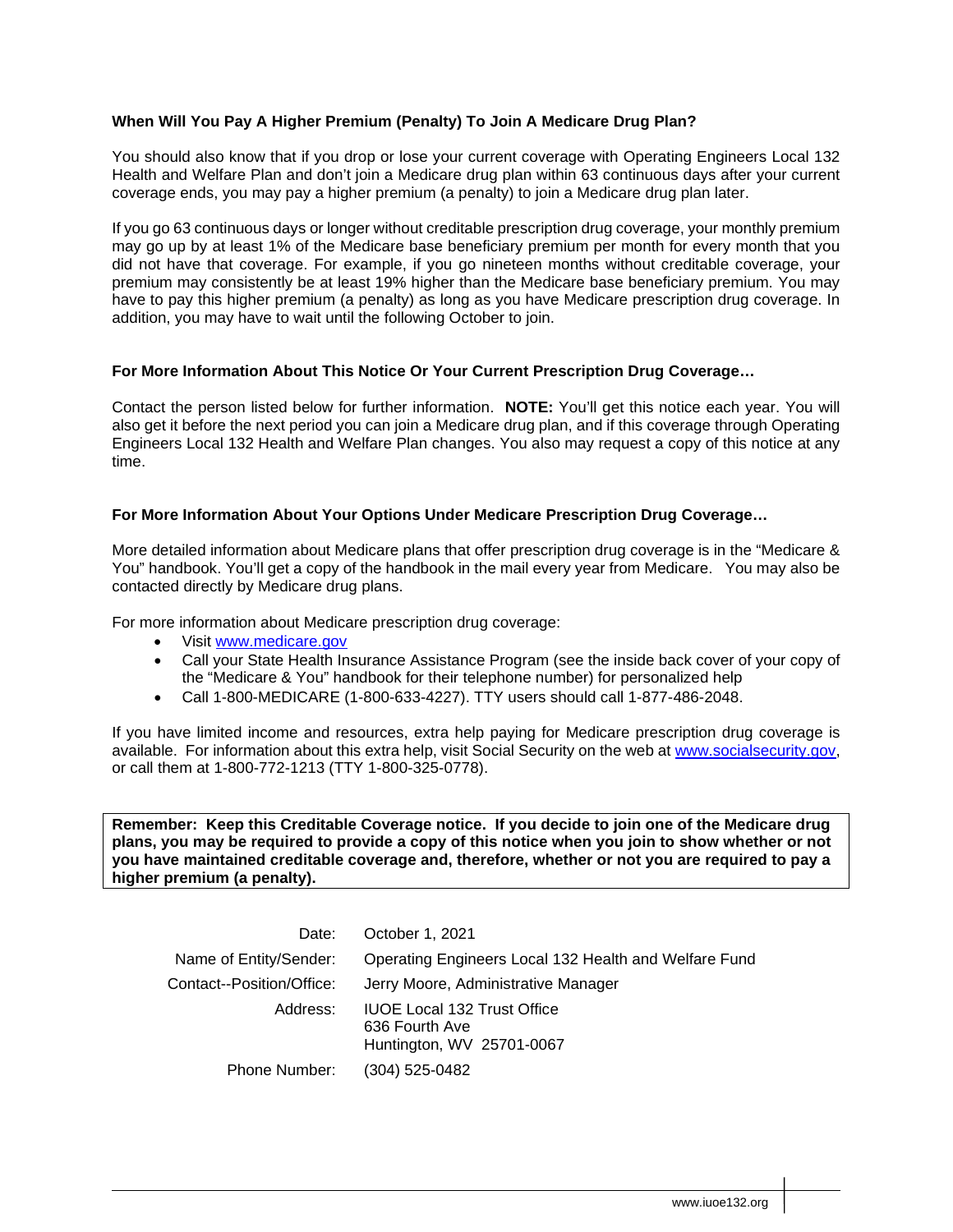### When Will You Pay A Higher Premium (Penalty) To Join A Medicare Drug Plan?

You should also know that if you drop or lose your current coverage with Operating Engineers Local 132 Health and Welfare Plan and don't join a Medicare drug plan within 63 continuous days after your current coverage ends, you may pay a higher premium (a penalty) to join a Medicare drug plan later.

If you go 63 continuous days or longer without creditable prescription drug coverage, your monthly premium may go up by at least 1% of the Medicare base beneficiary premium per month for every month that you did not have that coverage. For example, if you go nineteen months without creditable coverage, your premium may consistently be at least 19% higher than the Medicare base beneficiary premium. You may have to pay this higher premium (a penalty) as long as you have Medicare prescription drug coverage. In addition, you may have to wait until the following October to join.

### For More Information About This Notice Or Your Current Prescription Drug Coverage…

Contact the person listed below for further information. **NOTE:** You'll get this notice each year. You will also get it before the next period you can join a Medicare drug plan, and if this coverage through Operating Engineers Local 132 Health and Welfare Plan changes. You also may request a copy of this notice at any time.

### For More Information About Your Options Under Medicare Prescription Drug Coverage…

More detailed information about Medicare plans that offer prescription drug coverage is in the "Medicare & You" handbook. You'll get a copy of the handbook in the mail every year from Medicare. You may also be contacted directly by Medicare drug plans.

For more information about Medicare prescription drug coverage:

- Visit www.medicare.gov
- Call your State Health Insurance Assistance Program (see the inside back cover of your copy of the "Medicare & You" handbook for their telephone number) for personalized help
- Call 1-800-MEDICARE (1-800-633-4227). TTY users should call 1-877-486-2048.

If you have limited income and resources, extra help paying for Medicare prescription drug coverage is available. For information about this extra help, visit Social Security on the web at www.socialsecurity.gov, or call them at 1-800-772-1213 (TTY 1-800-325-0778).

**Remember: Keep this Creditable Coverage notice. If you decide to join one of the Medicare drug plans, you may be required to provide a copy of this notice when you join to show whether or not you have maintained creditable coverage and, therefore, whether or not you are required to pay a higher premium (a penalty).**

| | |
|---|---|
| Date: | October 1, 2021 |
| Name of Entity/Sender: | Operating Engineers Local 132 Health and Welfare Fund |
| Contact--Position/Office: | Jerry Moore, Administrative Manager |
| Address: | IUOE Local 132 Trust Office<br>636 Fourth Ave<br>Huntington, WV 25701-0067 |
| Phone Number: | (304) 525-0482 |